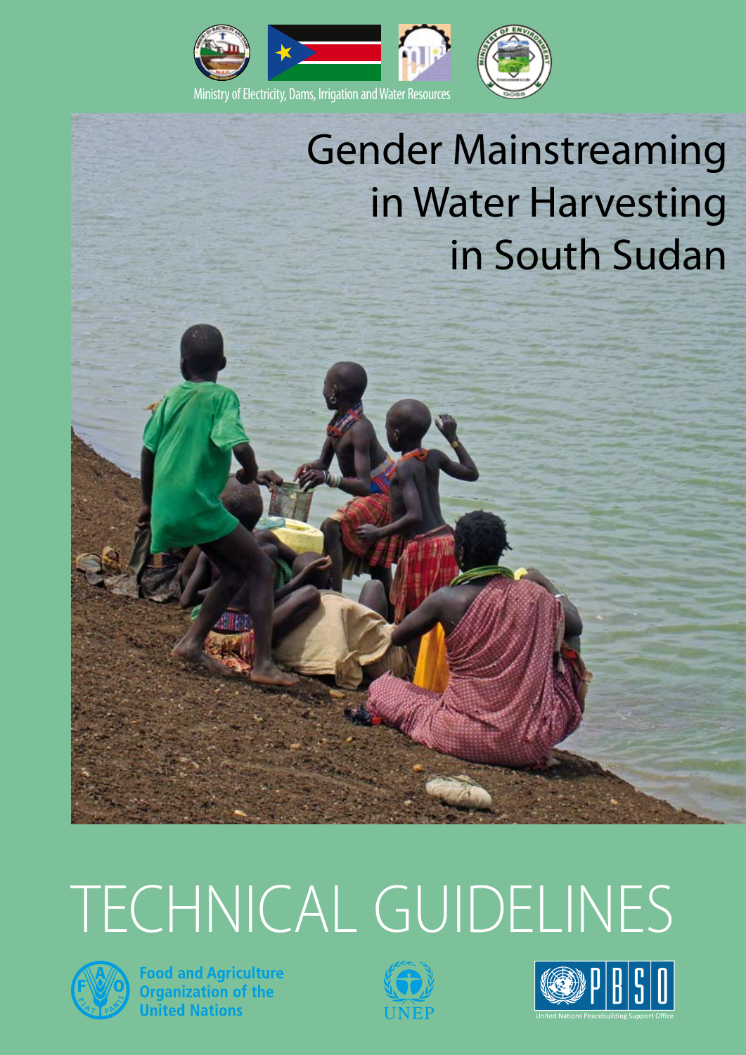Ministry of Electricity, Dams, Irrigation and Water Resources

# Gender Mainstreaming in Water Harvesting in South Sudan

# TECHNICAL GUIDELINES

Food and Agriculture Organization of the United Nations

UNEP

PBSO

United Nations Peacebuilding Support Office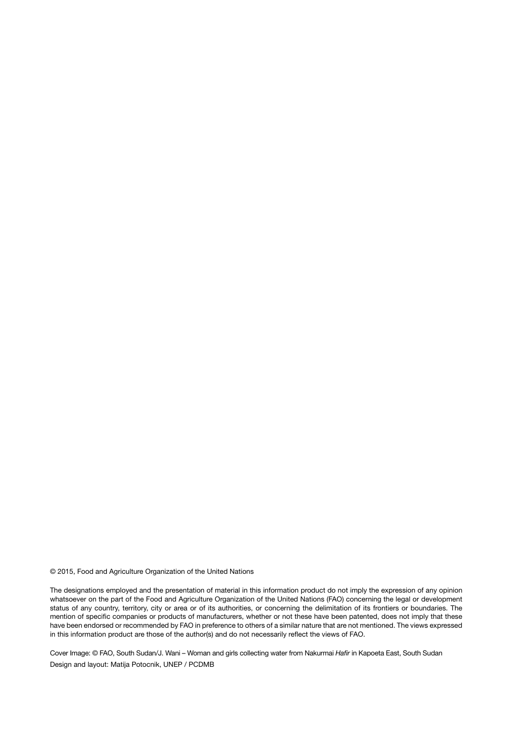© 2015, Food and Agriculture Organization of the United Nations

The designations employed and the presentation of material in this information product do not imply the expression of any opinion whatsoever on the part of the Food and Agriculture Organization of the United Nations (FAO) concerning the legal or development status of any country, territory, city or area or of its authorities, or concerning the delimitation of its frontiers or boundaries. The mention of specific companies or products of manufacturers, whether or not these have been patented, does not imply that these have been endorsed or recommended by FAO in preference to others of a similar nature that are not mentioned. The views expressed in this information product are those of the author(s) and do not necessarily reflect the views of FAO.

Cover Image: © FAO, South Sudan/J. Wani – Woman and girls collecting water from Nakurmai *Hafir* in Kapoeta East, South Sudan

Design and layout: Matija Potocnik, UNEP / PCDMB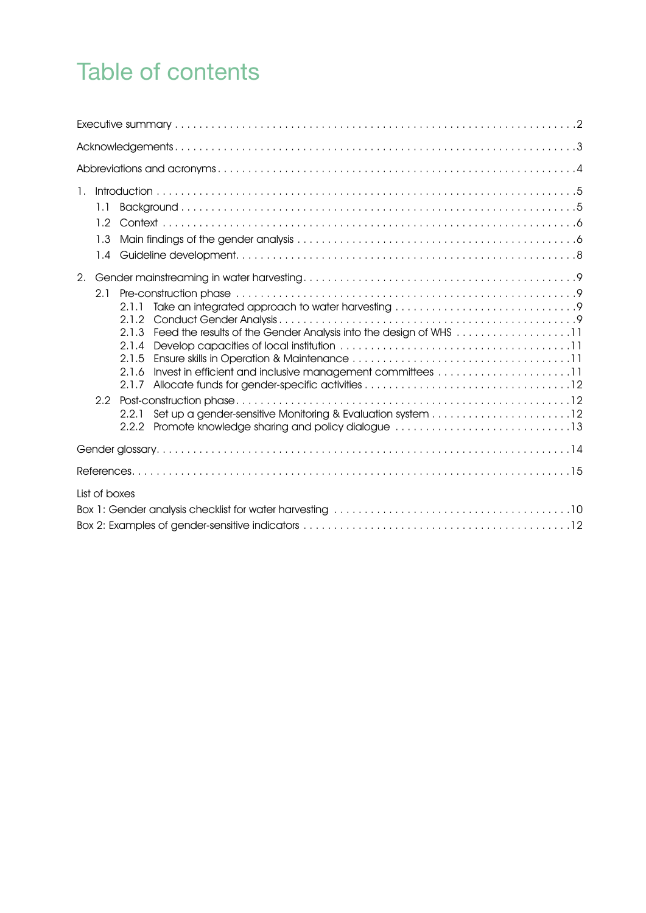# Table of contents

Executive summary . . . . . 2

Acknowledgements . . . . . 3

Abbreviations and acronyms . . . . . 4

1. Introduction . . . . . 5
   - 1.1 Background . . . . . 5
   - 1.2 Context . . . . . 6
   - 1.3 Main findings of the gender analysis . . . . . 6
   - 1.4 Guideline development . . . . . 8

2. Gender mainstreaming in water harvesting . . . . . 9
   - 2.1 Pre-construction phase . . . . . 9
     - 2.1.1 Take an integrated approach to water harvesting . . . . . 9
     - 2.1.2 Conduct Gender Analysis . . . . . 9
     - 2.1.3 Feed the results of the Gender Analysis into the design of WHS . . . . . 11
     - 2.1.4 Develop capacities of local institution . . . . . 11
     - 2.1.5 Ensure skills in Operation & Maintenance . . . . . 11
     - 2.1.6 Invest in efficient and inclusive management committees . . . . . 11
     - 2.1.7 Allocate funds for gender-specific activities . . . . . 12
   - 2.2 Post-construction phase . . . . . 12
     - 2.2.1 Set up a gender-sensitive Monitoring & Evaluation system . . . . . 12
     - 2.2.2 Promote knowledge sharing and policy dialogue . . . . . 13

Gender glossary . . . . . 14

References . . . . . 15

List of boxes

Box 1: Gender analysis checklist for water harvesting . . . . . 10

Box 2: Examples of gender-sensitive indicators . . . . . 12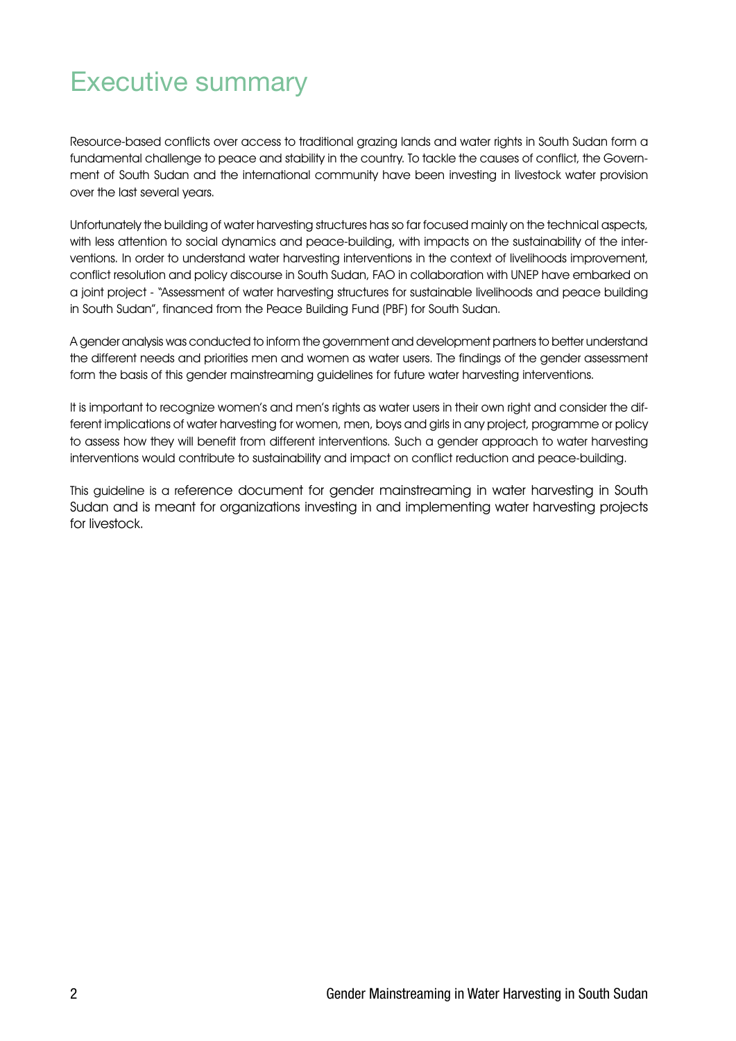# Executive summary

Resource-based conflicts over access to traditional grazing lands and water rights in South Sudan form a fundamental challenge to peace and stability in the country. To tackle the causes of conflict, the Government of South Sudan and the international community have been investing in livestock water provision over the last several years.

Unfortunately the building of water harvesting structures has so far focused mainly on the technical aspects, with less attention to social dynamics and peace-building, with impacts on the sustainability of the interventions. In order to understand water harvesting interventions in the context of livelihoods improvement, conflict resolution and policy discourse in South Sudan, FAO in collaboration with UNEP have embarked on a joint project - "Assessment of water harvesting structures for sustainable livelihoods and peace building in South Sudan", financed from the Peace Building Fund (PBF) for South Sudan.

A gender analysis was conducted to inform the government and development partners to better understand the different needs and priorities men and women as water users. The findings of the gender assessment form the basis of this gender mainstreaming guidelines for future water harvesting interventions.

It is important to recognize women's and men's rights as water users in their own right and consider the different implications of water harvesting for women, men, boys and girls in any project, programme or policy to assess how they will benefit from different interventions. Such a gender approach to water harvesting interventions would contribute to sustainability and impact on conflict reduction and peace-building.

This guideline is a reference document for gender mainstreaming in water harvesting in South Sudan and is meant for organizations investing in and implementing water harvesting projects for livestock.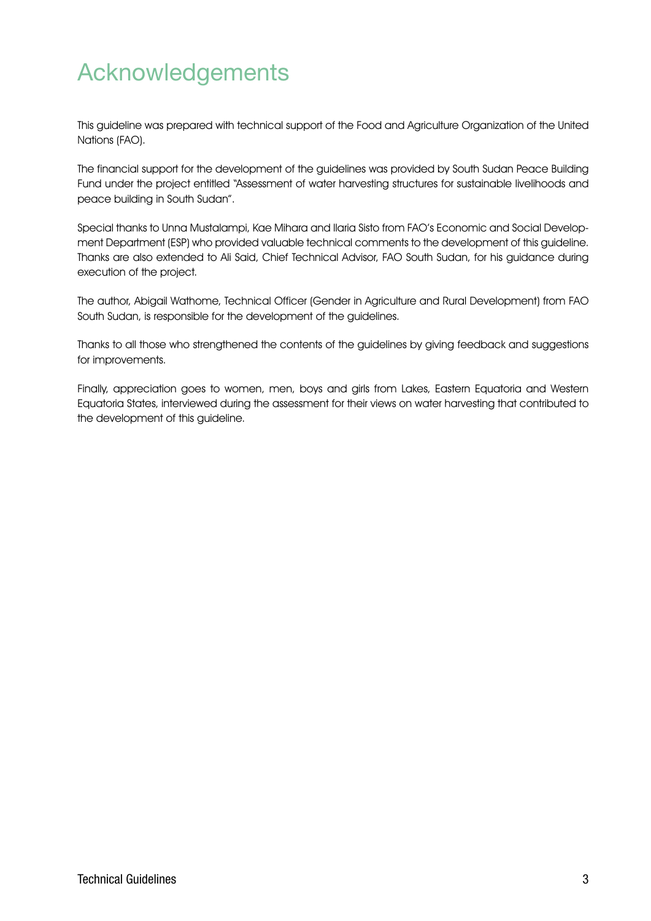# Acknowledgements

This guideline was prepared with technical support of the Food and Agriculture Organization of the United Nations (FAO).

The financial support for the development of the guidelines was provided by South Sudan Peace Building Fund under the project entitled "Assessment of water harvesting structures for sustainable livelihoods and peace building in South Sudan".

Special thanks to Unna Mustalampi, Kae Mihara and Ilaria Sisto from FAO's Economic and Social Development Department (ESP) who provided valuable technical comments to the development of this guideline. Thanks are also extended to Ali Said, Chief Technical Advisor, FAO South Sudan, for his guidance during execution of the project.

The author, Abigail Wathome, Technical Officer (Gender in Agriculture and Rural Development) from FAO South Sudan, is responsible for the development of the guidelines.

Thanks to all those who strengthened the contents of the guidelines by giving feedback and suggestions for improvements.

Finally, appreciation goes to women, men, boys and girls from Lakes, Eastern Equatoria and Western Equatoria States, interviewed during the assessment for their views on water harvesting that contributed to the development of this guideline.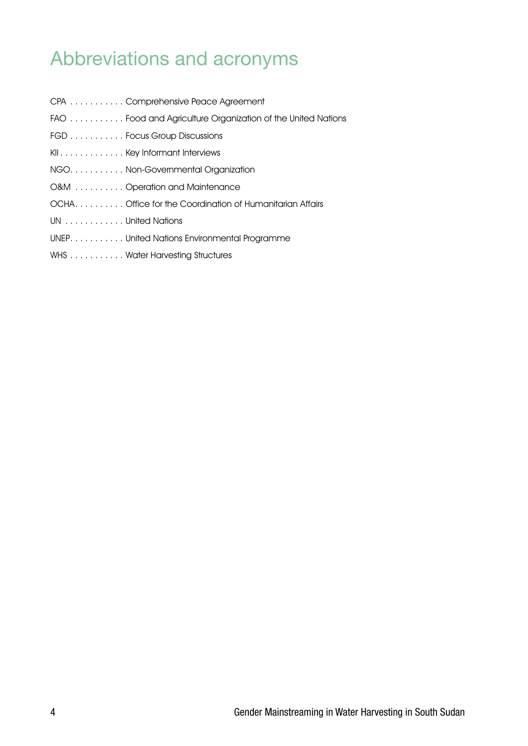# Abbreviations and acronyms

CPA . . . . . . . . . . . Comprehensive Peace Agreement

FAO . . . . . . . . . . . Food and Agriculture Organization of the United Nations

FGD . . . . . . . . . . . Focus Group Discussions

KII . . . . . . . . . . . . . Key Informant Interviews

NGO. . . . . . . . . . . Non-Governmental Organization

O&M . . . . . . . . . . Operation and Maintenance

OCHA. . . . . . . . . . Office for the Coordination of Humanitarian Affairs

UN . . . . . . . . . . . . United Nations

UNEP. . . . . . . . . . . United Nations Environmental Programme

WHS . . . . . . . . . . . Water Harvesting Structures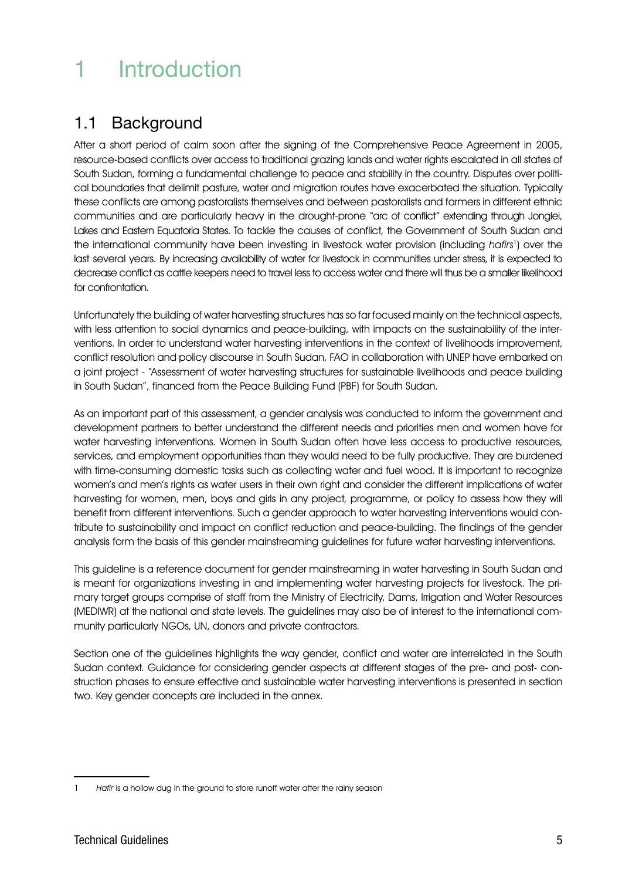# 1 Introduction

## 1.1 Background

After a short period of calm soon after the signing of the Comprehensive Peace Agreement in 2005, resource-based conflicts over access to traditional grazing lands and water rights escalated in all states of South Sudan, forming a fundamental challenge to peace and stability in the country. Disputes over political boundaries that delimit pasture, water and migration routes have exacerbated the situation. Typically these conflicts are among pastoralists themselves and between pastoralists and farmers in different ethnic communities and are particularly heavy in the drought-prone "arc of conflict" extending through Jonglei, Lakes and Eastern Equatoria States. To tackle the causes of conflict, the Government of South Sudan and the international community have been investing in livestock water provision (including *hafirs*[1]) over the last several years. By increasing availability of water for livestock in communities under stress, it is expected to decrease conflict as cattle keepers need to travel less to access water and there will thus be a smaller likelihood for confrontation.

Unfortunately the building of water harvesting structures has so far focused mainly on the technical aspects, with less attention to social dynamics and peace-building, with impacts on the sustainability of the interventions. In order to understand water harvesting interventions in the context of livelihoods improvement, conflict resolution and policy discourse in South Sudan, FAO in collaboration with UNEP have embarked on a joint project - "Assessment of water harvesting structures for sustainable livelihoods and peace building in South Sudan", financed from the Peace Building Fund (PBF) for South Sudan.

As an important part of this assessment, a gender analysis was conducted to inform the government and development partners to better understand the different needs and priorities men and women have for water harvesting interventions. Women in South Sudan often have less access to productive resources, services, and employment opportunities than they would need to be fully productive. They are burdened with time-consuming domestic tasks such as collecting water and fuel wood. It is important to recognize women's and men's rights as water users in their own right and consider the different implications of water harvesting for women, men, boys and girls in any project, programme, or policy to assess how they will benefit from different interventions. Such a gender approach to water harvesting interventions would contribute to sustainability and impact on conflict reduction and peace-building. The findings of the gender analysis form the basis of this gender mainstreaming guidelines for future water harvesting interventions.

This guideline is a reference document for gender mainstreaming in water harvesting in South Sudan and is meant for organizations investing in and implementing water harvesting projects for livestock. The primary target groups comprise of staff from the Ministry of Electricity, Dams, Irrigation and Water Resources (MEDIWR) at the national and state levels. The guidelines may also be of interest to the international community particularly NGOs, UN, donors and private contractors.

Section one of the guidelines highlights the way gender, conflict and water are interrelated in the South Sudan context. Guidance for considering gender aspects at different stages of the pre- and post- construction phases to ensure effective and sustainable water harvesting interventions is presented in section two. Key gender concepts are included in the annex.

---

[1] *Hafir* is a hollow dug in the ground to store runoff water after the rainy season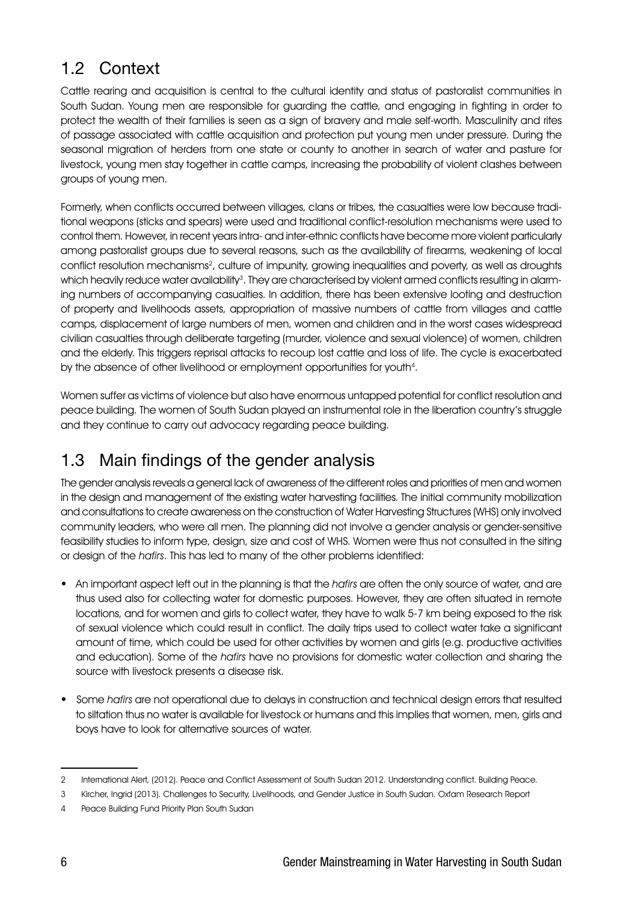## 1.2 Context

Cattle rearing and acquisition is central to the cultural identity and status of pastoralist communities in South Sudan. Young men are responsible for guarding the cattle, and engaging in fighting in order to protect the wealth of their families is seen as a sign of bravery and male self-worth. Masculinity and rites of passage associated with cattle acquisition and protection put young men under pressure. During the seasonal migration of herders from one state or county to another in search of water and pasture for livestock, young men stay together in cattle camps, increasing the probability of violent clashes between groups of young men.

Formerly, when conflicts occurred between villages, clans or tribes, the casualties were low because traditional weapons (sticks and spears) were used and traditional conflict-resolution mechanisms were used to control them. However, in recent years intra- and inter-ethnic conflicts have become more violent particularly among pastoralist groups due to several reasons, such as the availability of firearms, weakening of local conflict resolution mechanisms[2], culture of impunity, growing inequalities and poverty, as well as droughts which heavily reduce water availability[3]. They are characterised by violent armed conflicts resulting in alarming numbers of accompanying casualties. In addition, there has been extensive looting and destruction of property and livelihoods assets, appropriation of massive numbers of cattle from villages and cattle camps, displacement of large numbers of men, women and children and in the worst cases widespread civilian casualties through deliberate targeting (murder, violence and sexual violence) of women, children and the elderly. This triggers reprisal attacks to recoup lost cattle and loss of life. The cycle is exacerbated by the absence of other livelihood or employment opportunities for youth[4].

Women suffer as victims of violence but also have enormous untapped potential for conflict resolution and peace building. The women of South Sudan played an instrumental role in the liberation country's struggle and they continue to carry out advocacy regarding peace building.

## 1.3 Main findings of the gender analysis

The gender analysis reveals a general lack of awareness of the different roles and priorities of men and women in the design and management of the existing water harvesting facilities. The initial community mobilization and consultations to create awareness on the construction of Water Harvesting Structures (WHS) only involved community leaders, who were all men. The planning did not involve a gender analysis or gender-sensitive feasibility studies to inform type, design, size and cost of WHS. Women were thus not consulted in the siting or design of the *hafirs*. This has led to many of the other problems identified:

- An important aspect left out in the planning is that the *hafirs* are often the only source of water, and are thus used also for collecting water for domestic purposes. However, they are often situated in remote locations, and for women and girls to collect water, they have to walk 5-7 km being exposed to the risk of sexual violence which could result in conflict. The daily trips used to collect water take a significant amount of time, which could be used for other activities by women and girls (e.g. productive activities and education). Some of the *hafirs* have no provisions for domestic water collection and sharing the source with livestock presents a disease risk.
- Some *hafirs* are not operational due to delays in construction and technical design errors that resulted to siltation thus no water is available for livestock or humans and this implies that women, men, girls and boys have to look for alternative sources of water.

---

2 International Alert, (2012). Peace and Conflict Assessment of South Sudan 2012. Understanding conflict. Building Peace.

3 Kircher, Ingrid (2013). Challenges to Security, Livelihoods, and Gender Justice in South Sudan. Oxfam Research Report

4 Peace Building Fund Priority Plan South Sudan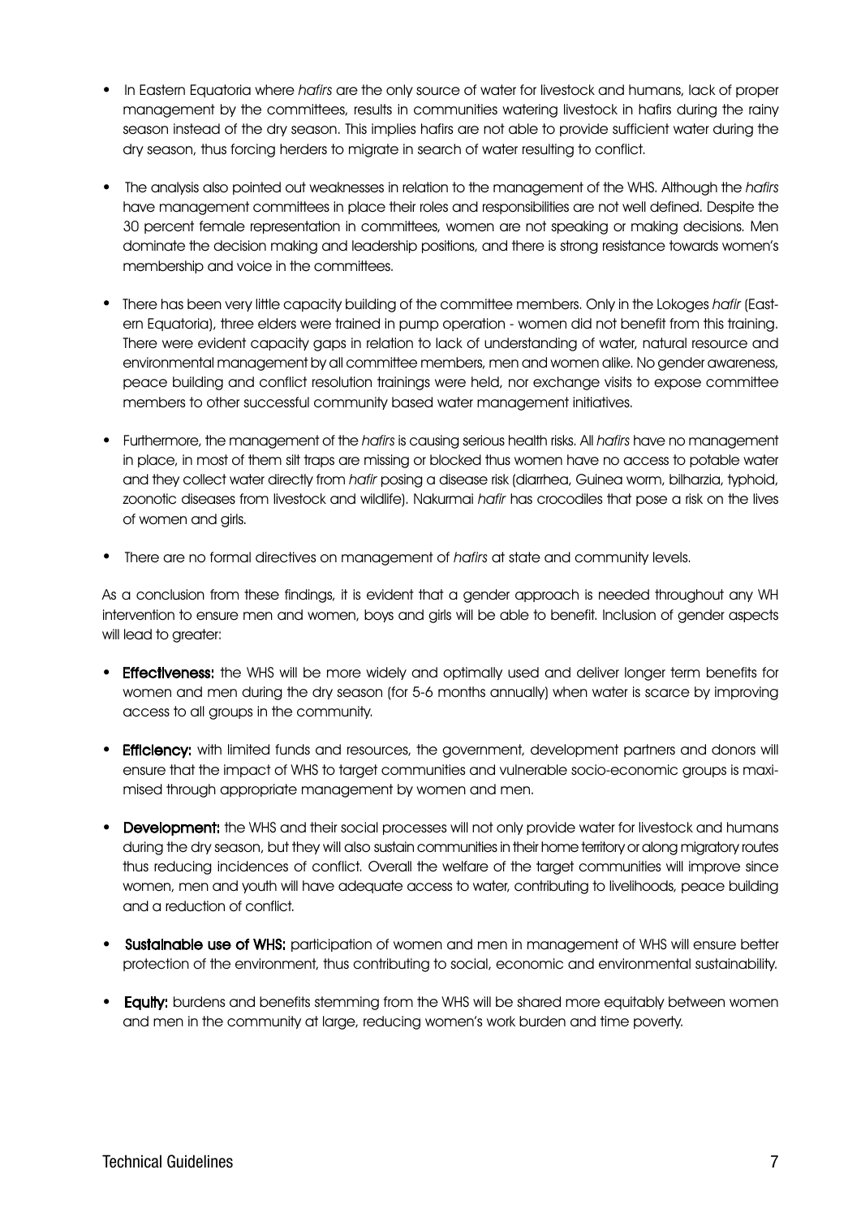- In Eastern Equatoria where *hafirs* are the only source of water for livestock and humans, lack of proper management by the committees, results in communities watering livestock in hafirs during the rainy season instead of the dry season. This implies hafirs are not able to provide sufficient water during the dry season, thus forcing herders to migrate in search of water resulting to conflict.

- The analysis also pointed out weaknesses in relation to the management of the WHS. Although the *hafirs* have management committees in place their roles and responsibilities are not well defined. Despite the 30 percent female representation in committees, women are not speaking or making decisions. Men dominate the decision making and leadership positions, and there is strong resistance towards women's membership and voice in the committees.

- There has been very little capacity building of the committee members. Only in the Lokoges *hafir* (Eastern Equatoria), three elders were trained in pump operation - women did not benefit from this training. There were evident capacity gaps in relation to lack of understanding of water, natural resource and environmental management by all committee members, men and women alike. No gender awareness, peace building and conflict resolution trainings were held, nor exchange visits to expose committee members to other successful community based water management initiatives.

- Furthermore, the management of the *hafirs* is causing serious health risks. All *hafirs* have no management in place, in most of them silt traps are missing or blocked thus women have no access to potable water and they collect water directly from *hafir* posing a disease risk (diarrhea, Guinea worm, bilharzia, typhoid, zoonotic diseases from livestock and wildlife). Nakurmai *hafir* has crocodiles that pose a risk on the lives of women and girls.

- There are no formal directives on management of *hafirs* at state and community levels.

As a conclusion from these findings, it is evident that a gender approach is needed throughout any WH intervention to ensure men and women, boys and girls will be able to benefit. Inclusion of gender aspects will lead to greater:

- **Effectiveness:** the WHS will be more widely and optimally used and deliver longer term benefits for women and men during the dry season (for 5-6 months annually) when water is scarce by improving access to all groups in the community.

- **Efficiency:** with limited funds and resources, the government, development partners and donors will ensure that the impact of WHS to target communities and vulnerable socio-economic groups is maximised through appropriate management by women and men.

- **Development:** the WHS and their social processes will not only provide water for livestock and humans during the dry season, but they will also sustain communities in their home territory or along migratory routes thus reducing incidences of conflict. Overall the welfare of the target communities will improve since women, men and youth will have adequate access to water, contributing to livelihoods, peace building and a reduction of conflict.

- **Sustainable use of WHS:** participation of women and men in management of WHS will ensure better protection of the environment, thus contributing to social, economic and environmental sustainability.

- **Equity:** burdens and benefits stemming from the WHS will be shared more equitably between women and men in the community at large, reducing women's work burden and time poverty.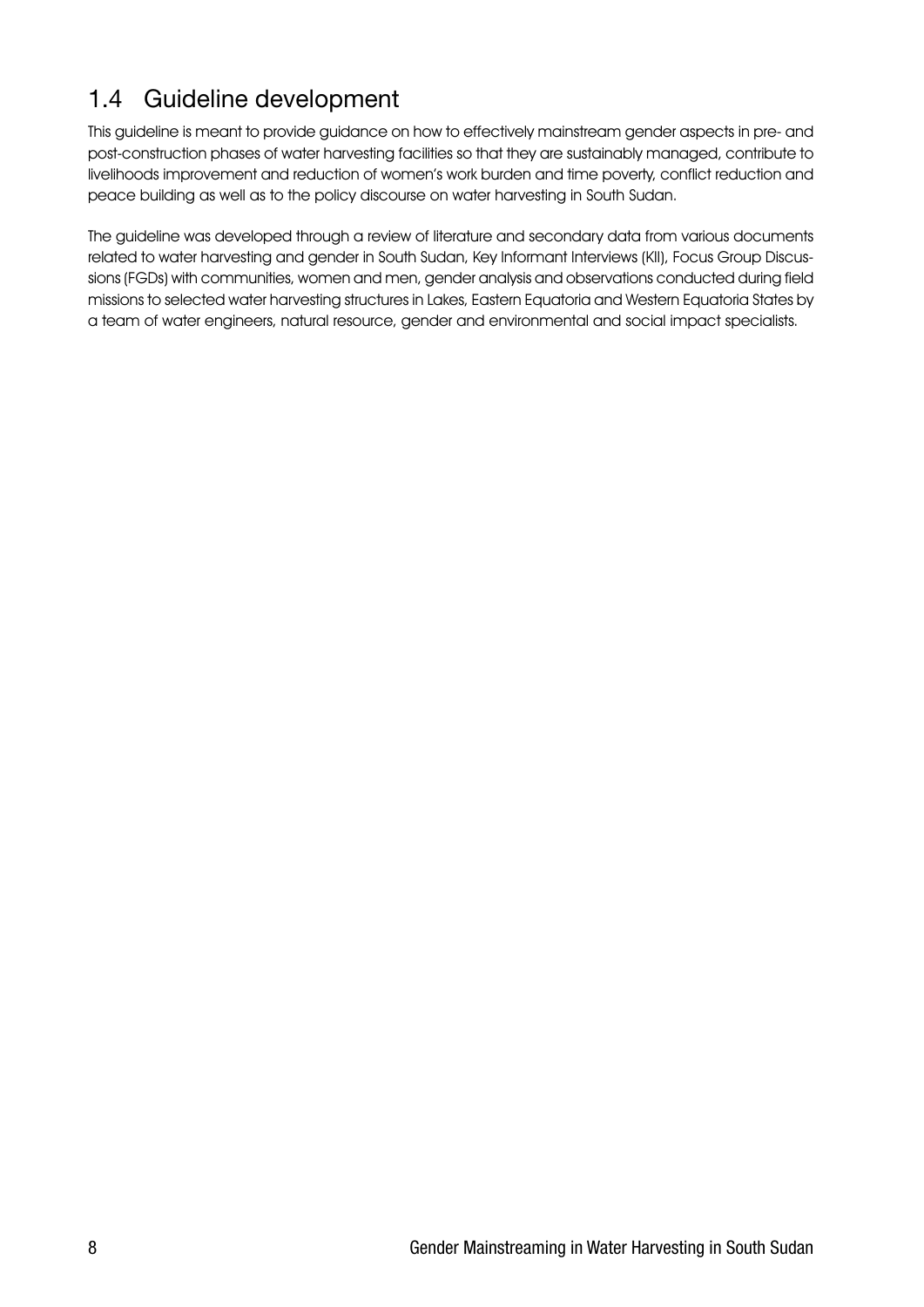## 1.4 Guideline development

This guideline is meant to provide guidance on how to effectively mainstream gender aspects in pre- and post-construction phases of water harvesting facilities so that they are sustainably managed, contribute to livelihoods improvement and reduction of women's work burden and time poverty, conflict reduction and peace building as well as to the policy discourse on water harvesting in South Sudan.

The guideline was developed through a review of literature and secondary data from various documents related to water harvesting and gender in South Sudan, Key Informant Interviews (KII), Focus Group Discussions (FGDs) with communities, women and men, gender analysis and observations conducted during field missions to selected water harvesting structures in Lakes, Eastern Equatoria and Western Equatoria States by a team of water engineers, natural resource, gender and environmental and social impact specialists.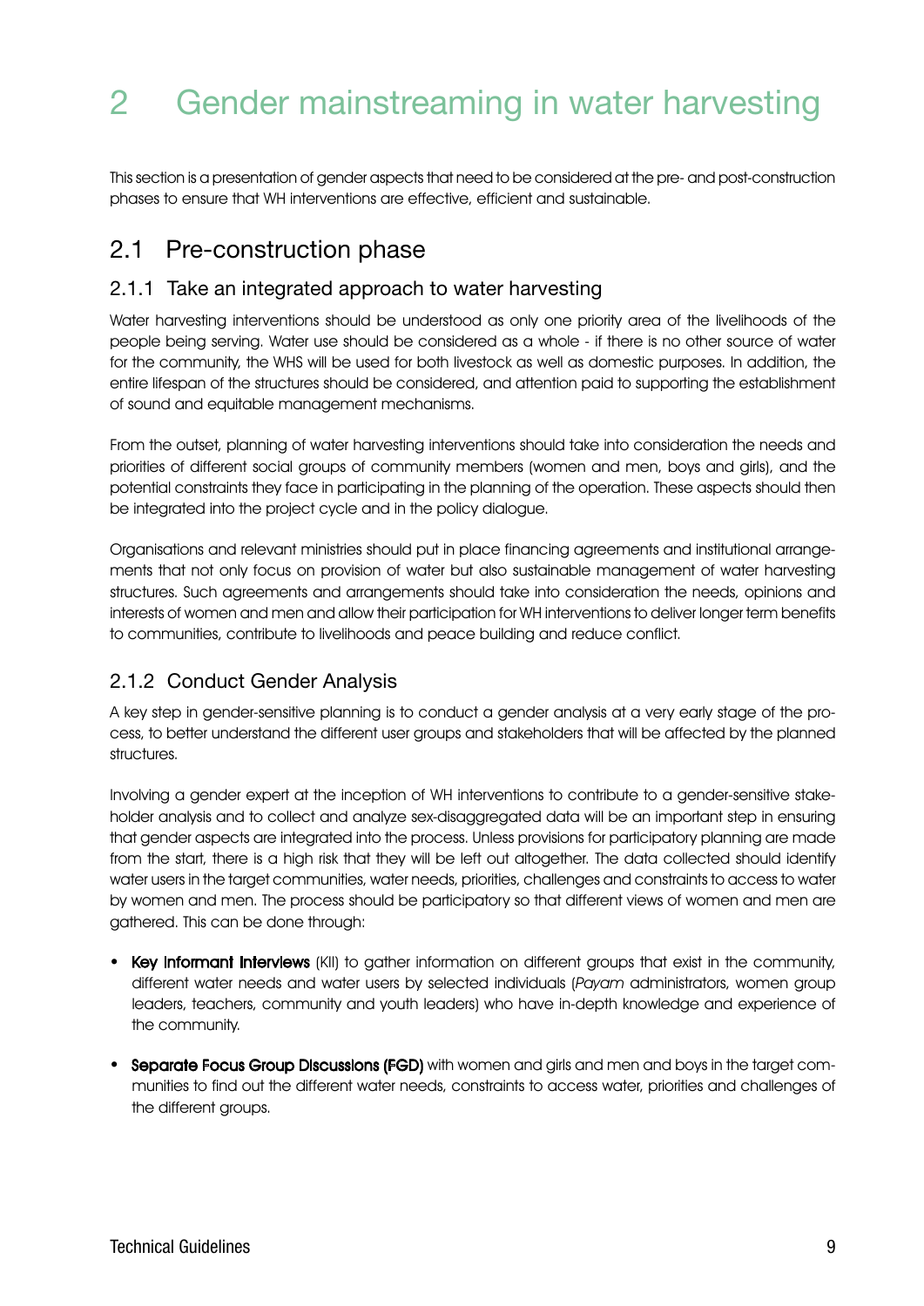# 2 Gender mainstreaming in water harvesting

This section is a presentation of gender aspects that need to be considered at the pre- and post-construction phases to ensure that WH interventions are effective, efficient and sustainable.

## 2.1 Pre-construction phase

### 2.1.1 Take an integrated approach to water harvesting

Water harvesting interventions should be understood as only one priority area of the livelihoods of the people being serving. Water use should be considered as a whole - if there is no other source of water for the community, the WHS will be used for both livestock as well as domestic purposes. In addition, the entire lifespan of the structures should be considered, and attention paid to supporting the establishment of sound and equitable management mechanisms.

From the outset, planning of water harvesting interventions should take into consideration the needs and priorities of different social groups of community members (women and men, boys and girls), and the potential constraints they face in participating in the planning of the operation. These aspects should then be integrated into the project cycle and in the policy dialogue.

Organisations and relevant ministries should put in place financing agreements and institutional arrangements that not only focus on provision of water but also sustainable management of water harvesting structures. Such agreements and arrangements should take into consideration the needs, opinions and interests of women and men and allow their participation for WH interventions to deliver longer term benefits to communities, contribute to livelihoods and peace building and reduce conflict.

### 2.1.2 Conduct Gender Analysis

A key step in gender-sensitive planning is to conduct a gender analysis at a very early stage of the process, to better understand the different user groups and stakeholders that will be affected by the planned structures.

Involving a gender expert at the inception of WH interventions to contribute to a gender-sensitive stakeholder analysis and to collect and analyze sex-disaggregated data will be an important step in ensuring that gender aspects are integrated into the process. Unless provisions for participatory planning are made from the start, there is a high risk that they will be left out altogether. The data collected should identify water users in the target communities, water needs, priorities, challenges and constraints to access to water by women and men. The process should be participatory so that different views of women and men are gathered. This can be done through:

- **Key Informant Interviews** (KII) to gather information on different groups that exist in the community, different water needs and water users by selected individuals (*Payam* administrators, women group leaders, teachers, community and youth leaders) who have in-depth knowledge and experience of the community.
- **Separate Focus Group Discussions (FGD)** with women and girls and men and boys in the target communities to find out the different water needs, constraints to access water, priorities and challenges of the different groups.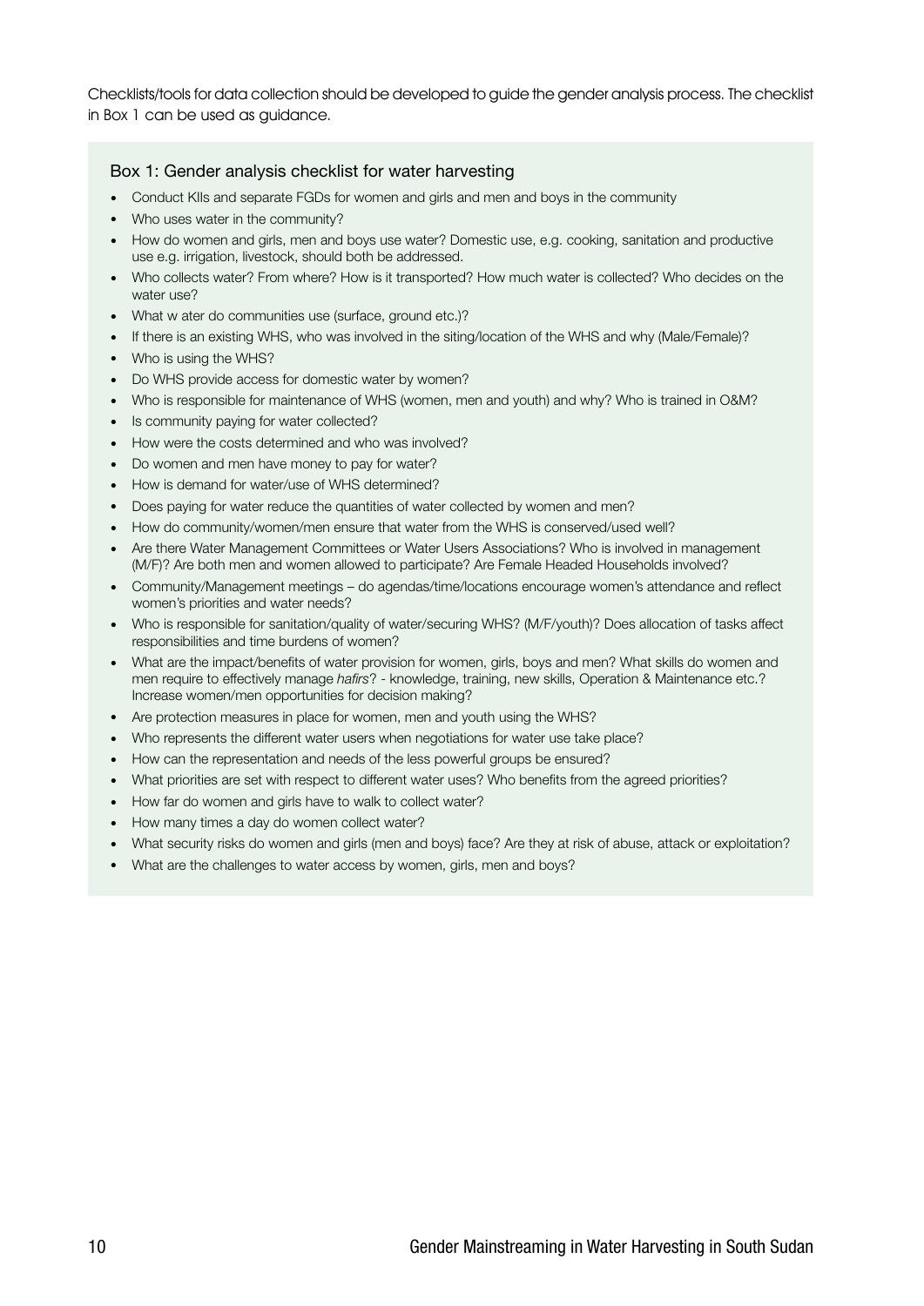Checklists/tools for data collection should be developed to guide the gender analysis process. The checklist in Box 1 can be used as guidance.

### Box 1: Gender analysis checklist for water harvesting

- Conduct KIIs and separate FGDs for women and girls and men and boys in the community
- Who uses water in the community?
- How do women and girls, men and boys use water? Domestic use, e.g. cooking, sanitation and productive use e.g. irrigation, livestock, should both be addressed.
- Who collects water? From where? How is it transported? How much water is collected? Who decides on the water use?
- What w ater do communities use (surface, ground etc.)?
- If there is an existing WHS, who was involved in the siting/location of the WHS and why (Male/Female)?
- Who is using the WHS?
- Do WHS provide access for domestic water by women?
- Who is responsible for maintenance of WHS (women, men and youth) and why? Who is trained in O&M?
- Is community paying for water collected?
- How were the costs determined and who was involved?
- Do women and men have money to pay for water?
- How is demand for water/use of WHS determined?
- Does paying for water reduce the quantities of water collected by women and men?
- How do community/women/men ensure that water from the WHS is conserved/used well?
- Are there Water Management Committees or Water Users Associations? Who is involved in management (M/F)? Are both men and women allowed to participate? Are Female Headed Households involved?
- Community/Management meetings – do agendas/time/locations encourage women's attendance and reflect women's priorities and water needs?
- Who is responsible for sanitation/quality of water/securing WHS? (M/F/youth)? Does allocation of tasks affect responsibilities and time burdens of women?
- What are the impact/benefits of water provision for women, girls, boys and men? What skills do women and men require to effectively manage *hafirs*? - knowledge, training, new skills, Operation & Maintenance etc.? Increase women/men opportunities for decision making?
- Are protection measures in place for women, men and youth using the WHS?
- Who represents the different water users when negotiations for water use take place?
- How can the representation and needs of the less powerful groups be ensured?
- What priorities are set with respect to different water uses? Who benefits from the agreed priorities?
- How far do women and girls have to walk to collect water?
- How many times a day do women collect water?
- What security risks do women and girls (men and boys) face? Are they at risk of abuse, attack or exploitation?
- What are the challenges to water access by women, girls, men and boys?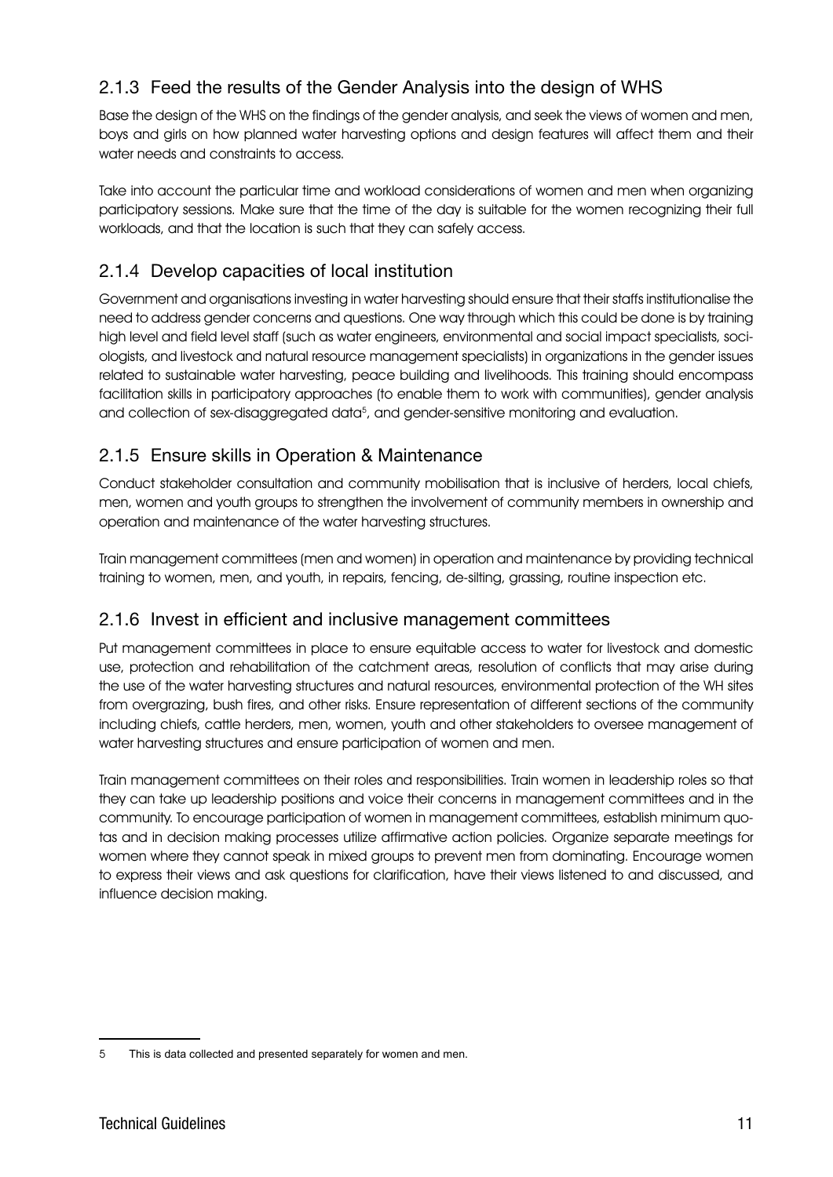### 2.1.3 Feed the results of the Gender Analysis into the design of WHS

Base the design of the WHS on the findings of the gender analysis, and seek the views of women and men, boys and girls on how planned water harvesting options and design features will affect them and their water needs and constraints to access.

Take into account the particular time and workload considerations of women and men when organizing participatory sessions. Make sure that the time of the day is suitable for the women recognizing their full workloads, and that the location is such that they can safely access.

### 2.1.4 Develop capacities of local institution

Government and organisations investing in water harvesting should ensure that their staffs institutionalise the need to address gender concerns and questions. One way through which this could be done is by training high level and field level staff (such as water engineers, environmental and social impact specialists, sociologists, and livestock and natural resource management specialists) in organizations in the gender issues related to sustainable water harvesting, peace building and livelihoods. This training should encompass facilitation skills in participatory approaches (to enable them to work with communities), gender analysis and collection of sex-disaggregated data[5], and gender-sensitive monitoring and evaluation.

### 2.1.5 Ensure skills in Operation & Maintenance

Conduct stakeholder consultation and community mobilisation that is inclusive of herders, local chiefs, men, women and youth groups to strengthen the involvement of community members in ownership and operation and maintenance of the water harvesting structures.

Train management committees (men and women) in operation and maintenance by providing technical training to women, men, and youth, in repairs, fencing, de-silting, grassing, routine inspection etc.

### 2.1.6 Invest in efficient and inclusive management committees

Put management committees in place to ensure equitable access to water for livestock and domestic use, protection and rehabilitation of the catchment areas, resolution of conflicts that may arise during the use of the water harvesting structures and natural resources, environmental protection of the WH sites from overgrazing, bush fires, and other risks. Ensure representation of different sections of the community including chiefs, cattle herders, men, women, youth and other stakeholders to oversee management of water harvesting structures and ensure participation of women and men.

Train management committees on their roles and responsibilities. Train women in leadership roles so that they can take up leadership positions and voice their concerns in management committees and in the community. To encourage participation of women in management committees, establish minimum quotas and in decision making processes utilize affirmative action policies. Organize separate meetings for women where they cannot speak in mixed groups to prevent men from dominating. Encourage women to express their views and ask questions for clarification, have their views listened to and discussed, and influence decision making.

---

5 This is data collected and presented separately for women and men.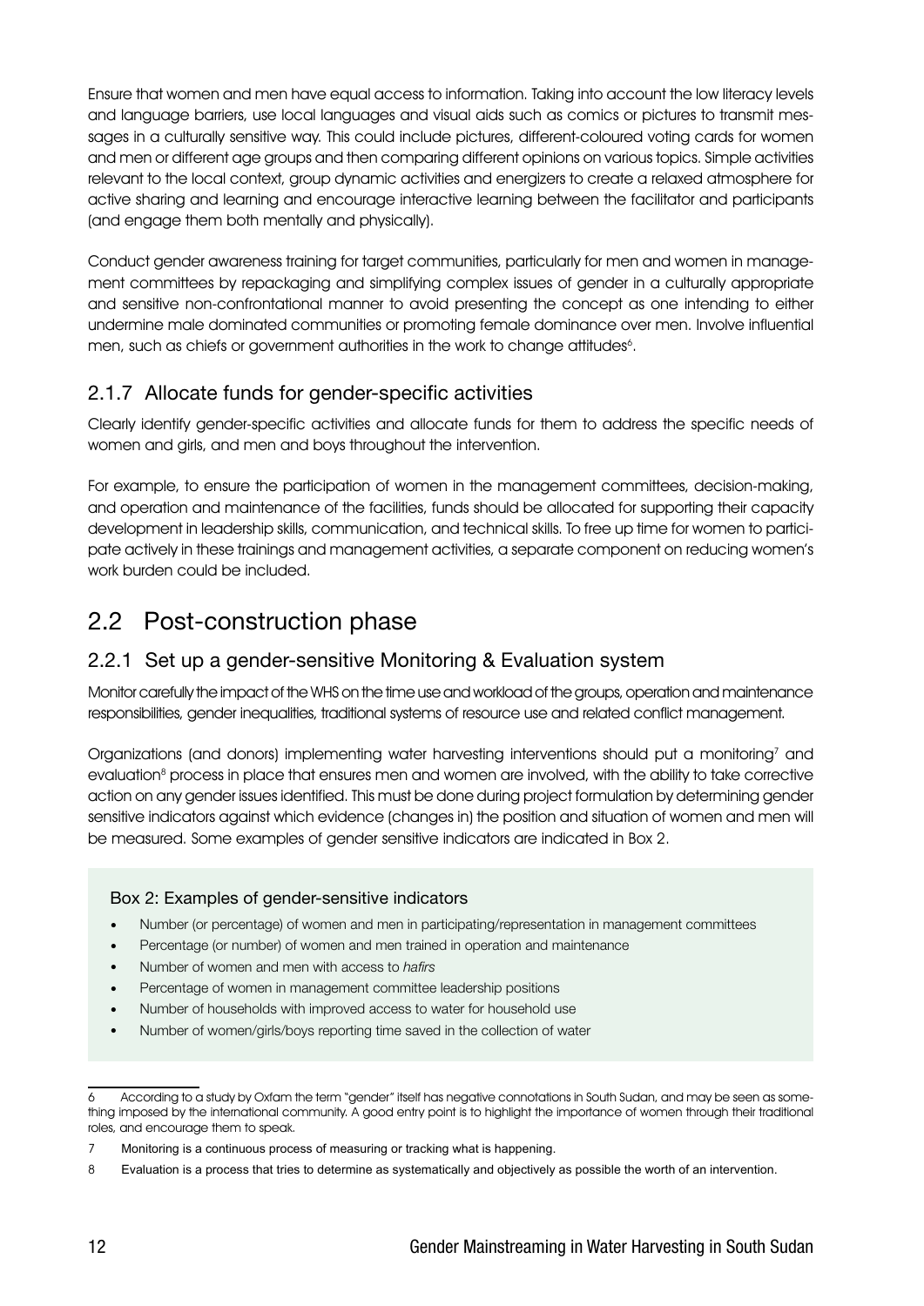Ensure that women and men have equal access to information. Taking into account the low literacy levels and language barriers, use local languages and visual aids such as comics or pictures to transmit messages in a culturally sensitive way. This could include pictures, different-coloured voting cards for women and men or different age groups and then comparing different opinions on various topics. Simple activities relevant to the local context, group dynamic activities and energizers to create a relaxed atmosphere for active sharing and learning and encourage interactive learning between the facilitator and participants (and engage them both mentally and physically).

Conduct gender awareness training for target communities, particularly for men and women in management committees by repackaging and simplifying complex issues of gender in a culturally appropriate and sensitive non-confrontational manner to avoid presenting the concept as one intending to either undermine male dominated communities or promoting female dominance over men. Involve influential men, such as chiefs or government authorities in the work to change attitudes[6].

### 2.1.7 Allocate funds for gender-specific activities

Clearly identify gender-specific activities and allocate funds for them to address the specific needs of women and girls, and men and boys throughout the intervention.

For example, to ensure the participation of women in the management committees, decision-making, and operation and maintenance of the facilities, funds should be allocated for supporting their capacity development in leadership skills, communication, and technical skills. To free up time for women to participate actively in these trainings and management activities, a separate component on reducing women's work burden could be included.

## 2.2 Post-construction phase

### 2.2.1 Set up a gender-sensitive Monitoring & Evaluation system

Monitor carefully the impact of the WHS on the time use and workload of the groups, operation and maintenance responsibilities, gender inequalities, traditional systems of resource use and related conflict management.

Organizations (and donors) implementing water harvesting interventions should put a monitoring[7] and evaluation[8] process in place that ensures men and women are involved, with the ability to take corrective action on any gender issues identified. This must be done during project formulation by determining gender sensitive indicators against which evidence (changes in) the position and situation of women and men will be measured. Some examples of gender sensitive indicators are indicated in Box 2.

**Box 2: Examples of gender-sensitive indicators**

- Number (or percentage) of women and men in participating/representation in management committees
- Percentage (or number) of women and men trained in operation and maintenance
- Number of women and men with access to *hafirs*
- Percentage of women in management committee leadership positions
- Number of households with improved access to water for household use
- Number of women/girls/boys reporting time saved in the collection of water

---

6 According to a study by Oxfam the term "gender" itself has negative connotations in South Sudan, and may be seen as something imposed by the international community. A good entry point is to highlight the importance of women through their traditional roles, and encourage them to speak.

7 Monitoring is a continuous process of measuring or tracking what is happening.

8 Evaluation is a process that tries to determine as systematically and objectively as possible the worth of an intervention.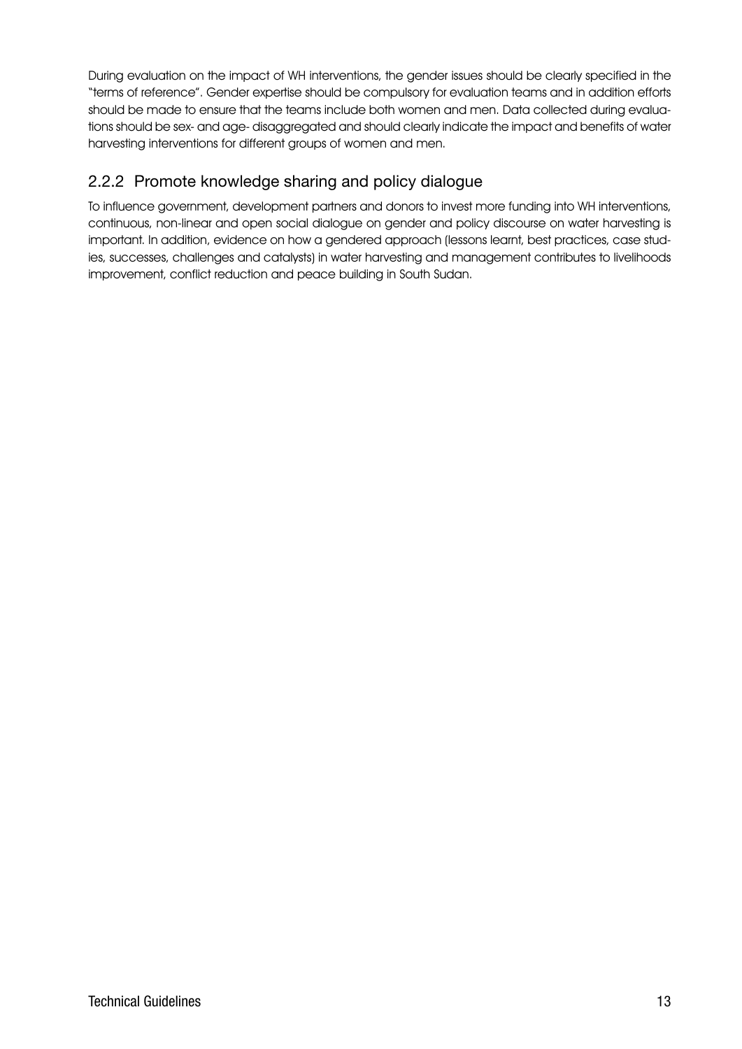During evaluation on the impact of WH interventions, the gender issues should be clearly specified in the "terms of reference". Gender expertise should be compulsory for evaluation teams and in addition efforts should be made to ensure that the teams include both women and men. Data collected during evaluations should be sex- and age- disaggregated and should clearly indicate the impact and benefits of water harvesting interventions for different groups of women and men.

### 2.2.2 Promote knowledge sharing and policy dialogue

To influence government, development partners and donors to invest more funding into WH interventions, continuous, non-linear and open social dialogue on gender and policy discourse on water harvesting is important. In addition, evidence on how a gendered approach (lessons learnt, best practices, case studies, successes, challenges and catalysts) in water harvesting and management contributes to livelihoods improvement, conflict reduction and peace building in South Sudan.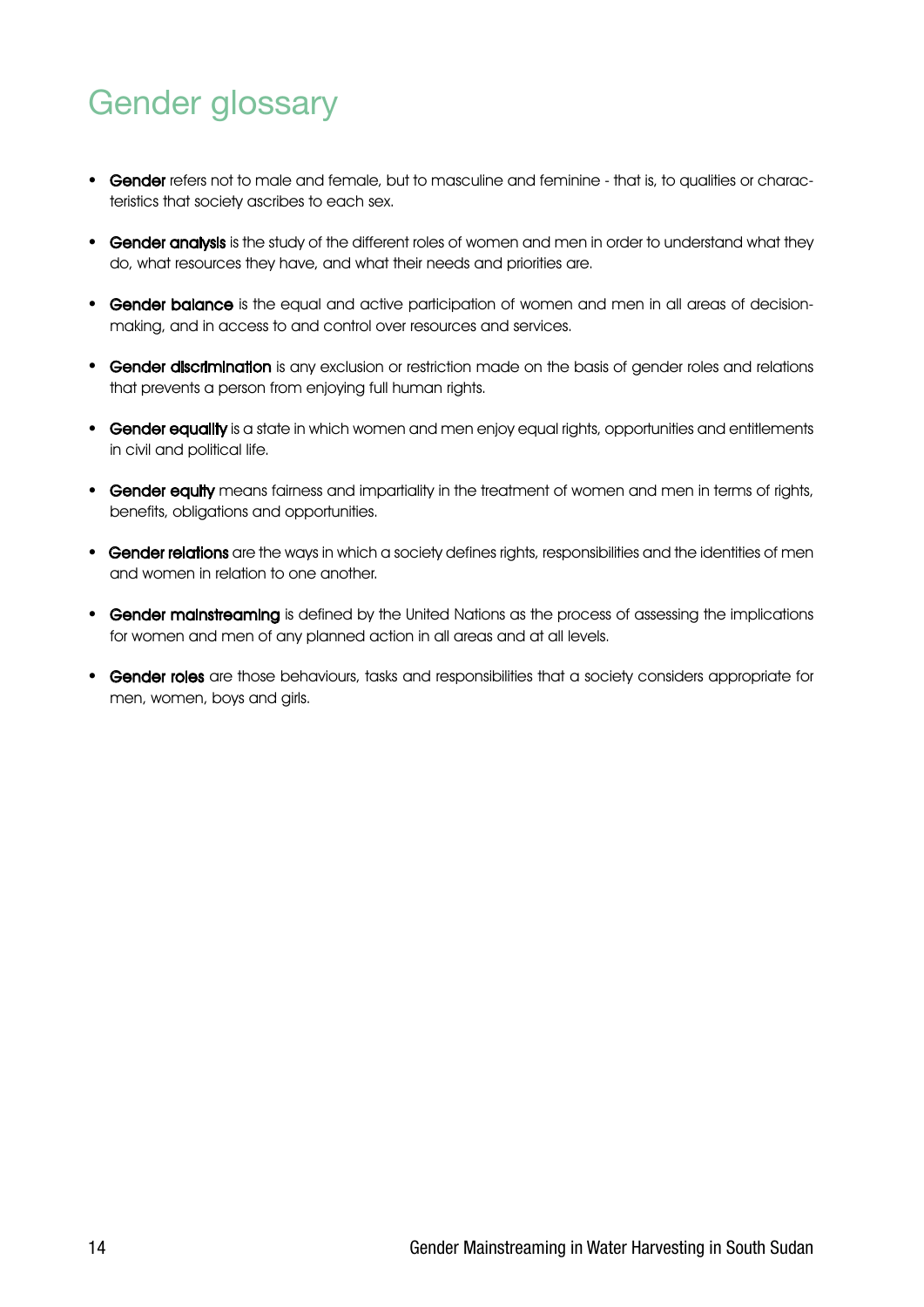# Gender glossary

- **Gender** refers not to male and female, but to masculine and feminine - that is, to qualities or characteristics that society ascribes to each sex.
- **Gender analysis** is the study of the different roles of women and men in order to understand what they do, what resources they have, and what their needs and priorities are.
- **Gender balance** is the equal and active participation of women and men in all areas of decision-making, and in access to and control over resources and services.
- **Gender discrimination** is any exclusion or restriction made on the basis of gender roles and relations that prevents a person from enjoying full human rights.
- **Gender equality** is a state in which women and men enjoy equal rights, opportunities and entitlements in civil and political life.
- **Gender equity** means fairness and impartiality in the treatment of women and men in terms of rights, benefits, obligations and opportunities.
- **Gender relations** are the ways in which a society defines rights, responsibilities and the identities of men and women in relation to one another.
- **Gender mainstreaming** is defined by the United Nations as the process of assessing the implications for women and men of any planned action in all areas and at all levels.
- **Gender roles** are those behaviours, tasks and responsibilities that a society considers appropriate for men, women, boys and girls.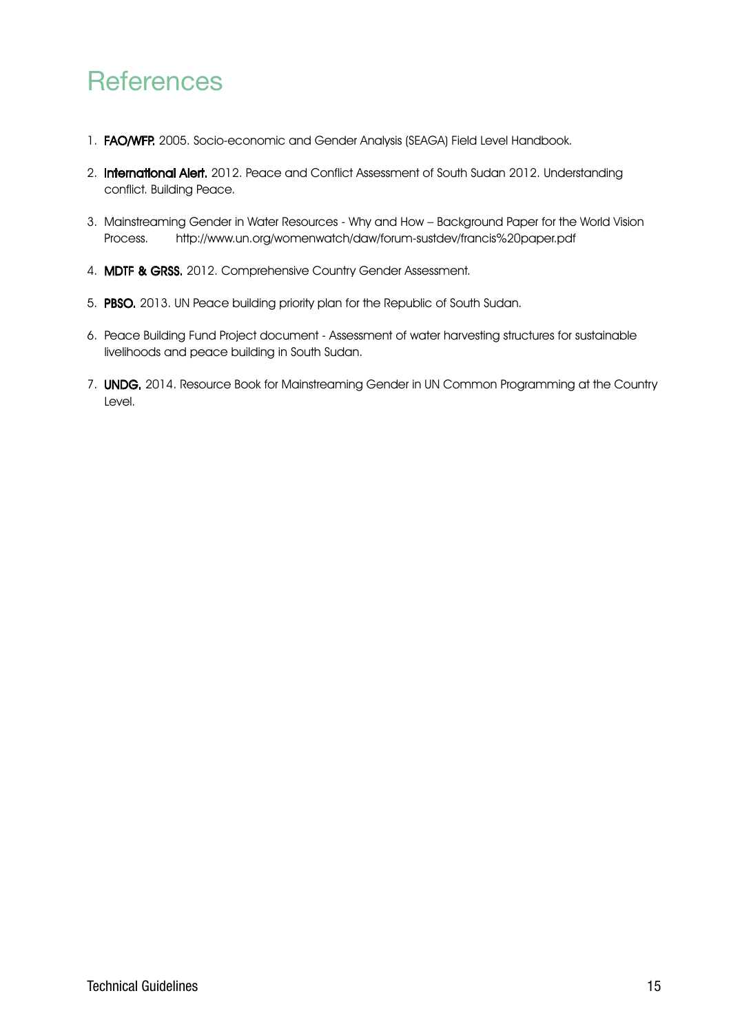# References

1. **FAO/WFP.** 2005. Socio-economic and Gender Analysis (SEAGA) Field Level Handbook.
2. **International Alert.** 2012. Peace and Conflict Assessment of South Sudan 2012. Understanding conflict. Building Peace.
3. Mainstreaming Gender in Water Resources - Why and How – Background Paper for the World Vision Process. http://www.un.org/womenwatch/daw/forum-sustdev/francis%20paper.pdf
4. **MDTF & GRSS.** 2012. Comprehensive Country Gender Assessment.
5. **PBSO.** 2013. UN Peace building priority plan for the Republic of South Sudan.
6. Peace Building Fund Project document - Assessment of water harvesting structures for sustainable livelihoods and peace building in South Sudan.
7. **UNDG.** 2014. Resource Book for Mainstreaming Gender in UN Common Programming at the Country Level.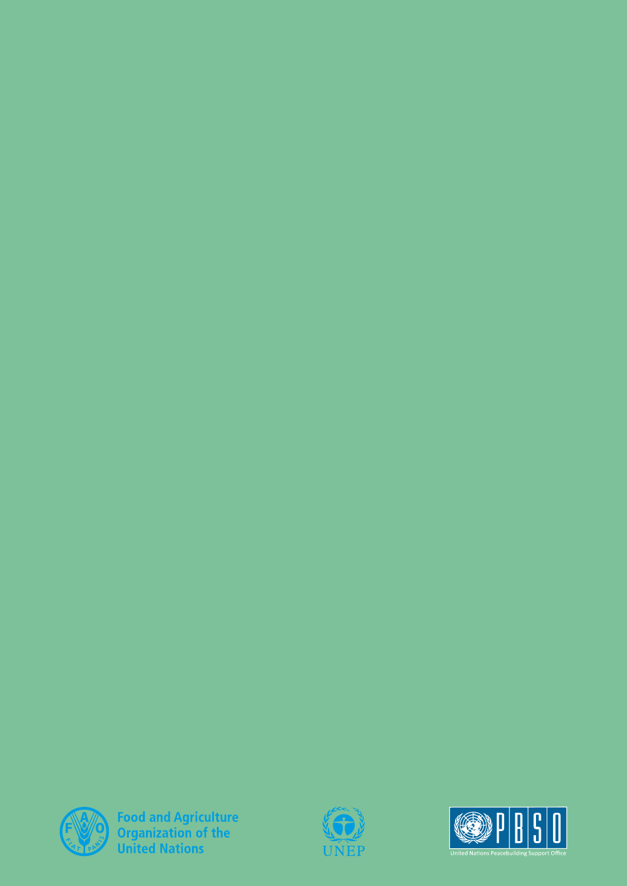Food and Agriculture Organization of the United Nations

UNEP

PBSO

United Nations Peacebuilding Support Office